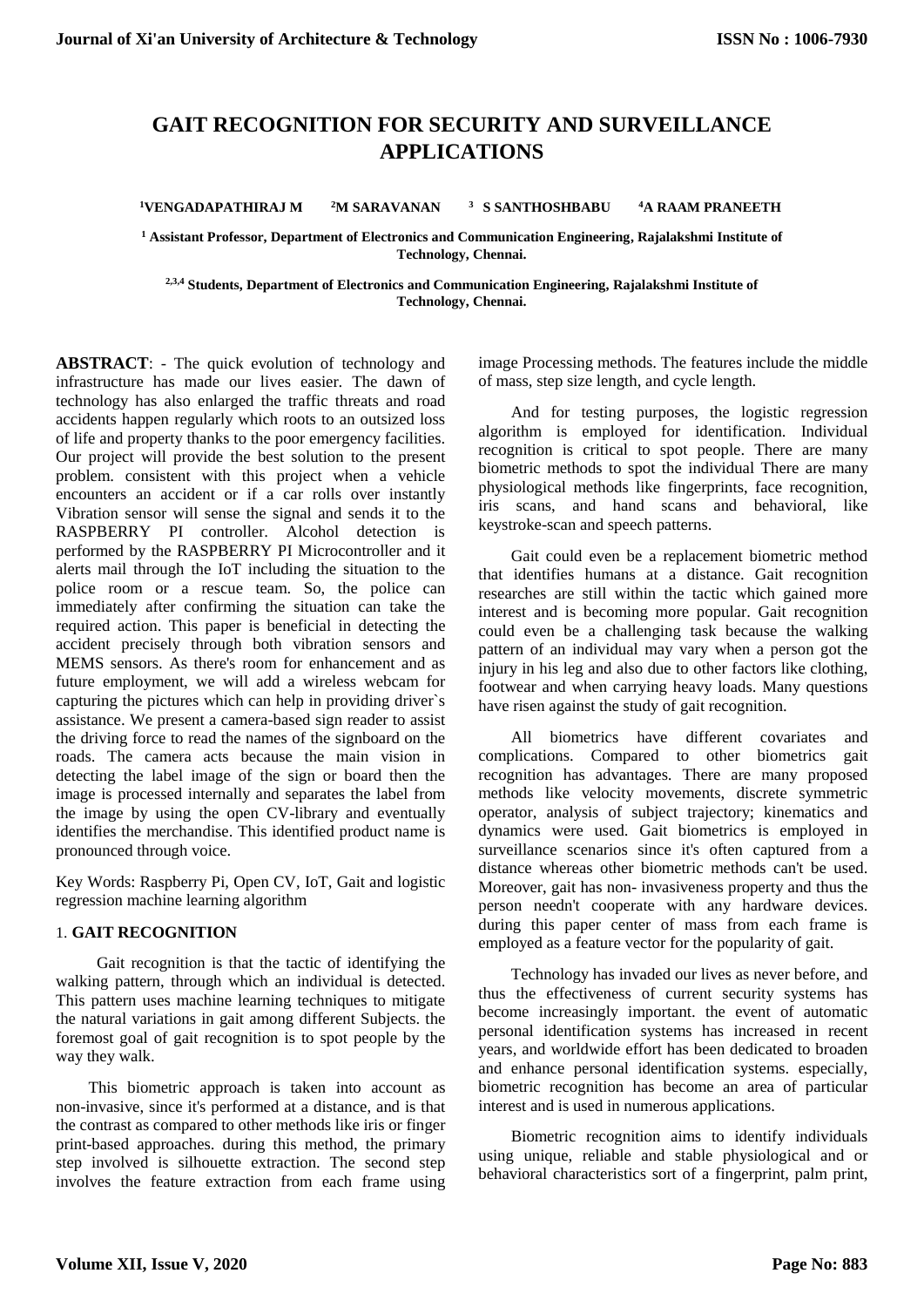# GAIT RECOGNITION FOR SECURITY AND SURVEILLANCE APPLICATIONS

[1]VENGADAPATHIRAJ M [2]M SARAVANAN [3] S SANTHOSHBABU [4]A RAAM PRANEETH

[1] Assistant Professor, Department of Electronics and Communication Engineering, Rajalakshmi Institute of Technology, Chennai.

[2,3,4] Students, Department of Electronics and Communication Engineering, Rajalakshmi Institute of Technology, Chennai.

**ABSTRACT**: - The quick evolution of technology and infrastructure has made our lives easier. The dawn of technology has also enlarged the traffic threats and road accidents happen regularly which roots to an outsized loss of life and property thanks to the poor emergency facilities. Our project will provide the best solution to the present problem. consistent with this project when a vehicle encounters an accident or if a car rolls over instantly Vibration sensor will sense the signal and sends it to the RASPBERRY PI controller. Alcohol detection is performed by the RASPBERRY PI Microcontroller and it alerts mail through the IoT including the situation to the police room or a rescue team. So, the police can immediately after confirming the situation can take the required action. This paper is beneficial in detecting the accident precisely through both vibration sensors and MEMS sensors. As there's room for enhancement and as future employment, we will add a wireless webcam for capturing the pictures which can help in providing driver`s assistance. We present a camera-based sign reader to assist the driving force to read the names of the signboard on the roads. The camera acts because the main vision in detecting the label image of the sign or board then the image is processed internally and separates the label from the image by using the open CV-library and eventually identifies the merchandise. This identified product name is pronounced through voice.

Key Words: Raspberry Pi, Open CV, IoT, Gait and logistic regression machine learning algorithm

## 1. GAIT RECOGNITION

Gait recognition is that the tactic of identifying the walking pattern, through which an individual is detected. This pattern uses machine learning techniques to mitigate the natural variations in gait among different Subjects. the foremost goal of gait recognition is to spot people by the way they walk.

This biometric approach is taken into account as non-invasive, since it's performed at a distance, and is that the contrast as compared to other methods like iris or finger print-based approaches. during this method, the primary step involved is silhouette extraction. The second step involves the feature extraction from each frame using image Processing methods. The features include the middle of mass, step size length, and cycle length.

And for testing purposes, the logistic regression algorithm is employed for identification. Individual recognition is critical to spot people. There are many biometric methods to spot the individual There are many physiological methods like fingerprints, face recognition, iris scans, and hand scans and behavioral, like keystroke-scan and speech patterns.

Gait could even be a replacement biometric method that identifies humans at a distance. Gait recognition researches are still within the tactic which gained more interest and is becoming more popular. Gait recognition could even be a challenging task because the walking pattern of an individual may vary when a person got the injury in his leg and also due to other factors like clothing, footwear and when carrying heavy loads. Many questions have risen against the study of gait recognition.

All biometrics have different covariates and complications. Compared to other biometrics gait recognition has advantages. There are many proposed methods like velocity movements, discrete symmetric operator, analysis of subject trajectory; kinematics and dynamics were used. Gait biometrics is employed in surveillance scenarios since it's often captured from a distance whereas other biometric methods can't be used. Moreover, gait has non- invasiveness property and thus the person needn't cooperate with any hardware devices. during this paper center of mass from each frame is employed as a feature vector for the popularity of gait.

Technology has invaded our lives as never before, and thus the effectiveness of current security systems has become increasingly important. the event of automatic personal identification systems has increased in recent years, and worldwide effort has been dedicated to broaden and enhance personal identification systems. especially, biometric recognition has become an area of particular interest and is used in numerous applications.

Biometric recognition aims to identify individuals using unique, reliable and stable physiological and or behavioral characteristics sort of a fingerprint, palm print,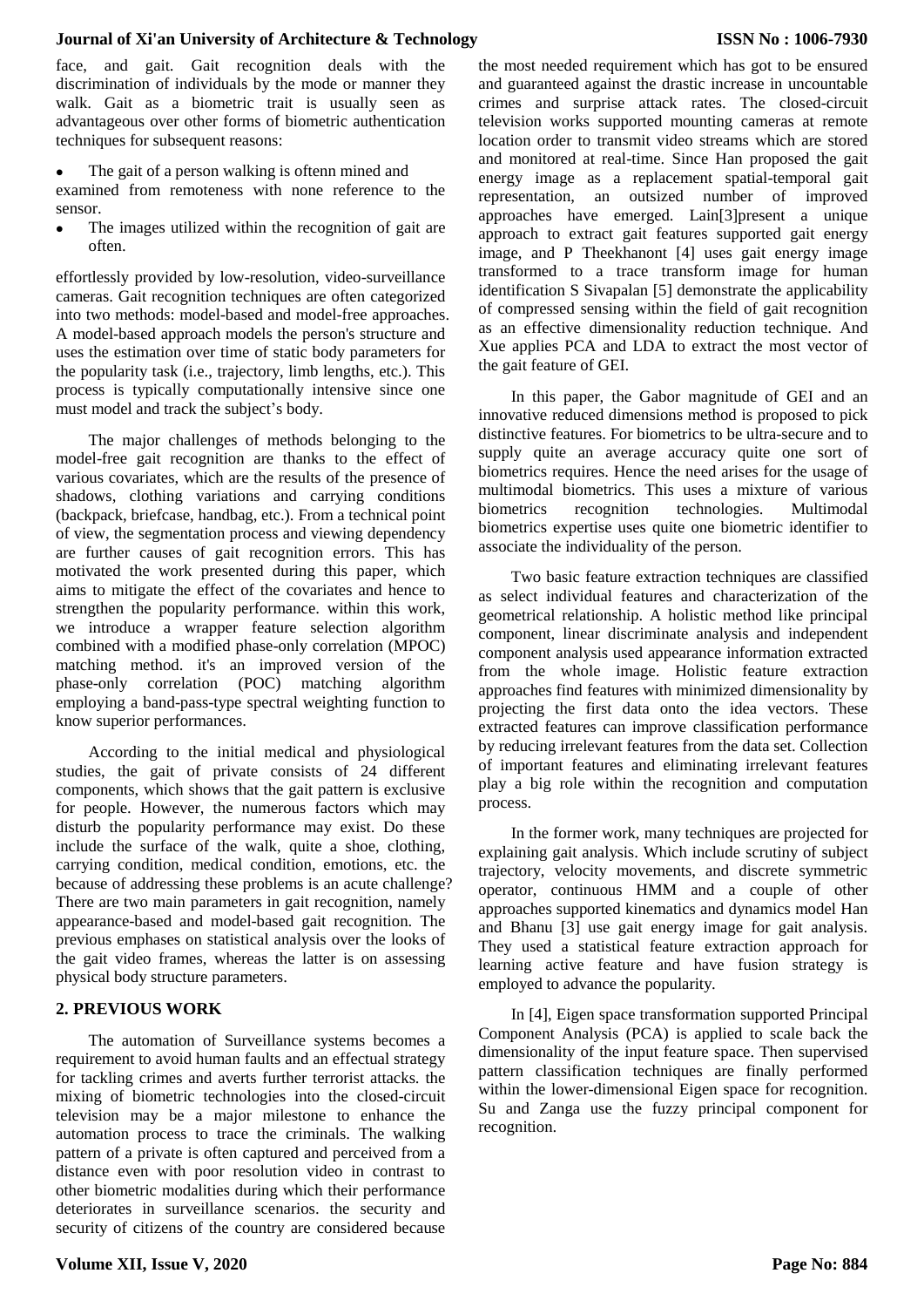face, and gait. Gait recognition deals with the discrimination of individuals by the mode or manner they walk. Gait as a biometric trait is usually seen as advantageous over other forms of biometric authentication techniques for subsequent reasons:

- The gait of a person walking is oftenn mined and examined from remoteness with none reference to the sensor.
- The images utilized within the recognition of gait are often.

effortlessly provided by low-resolution, video-surveillance cameras. Gait recognition techniques are often categorized into two methods: model-based and model-free approaches. A model-based approach models the person's structure and uses the estimation over time of static body parameters for the popularity task (i.e., trajectory, limb lengths, etc.). This process is typically computationally intensive since one must model and track the subject's body.

The major challenges of methods belonging to the model-free gait recognition are thanks to the effect of various covariates, which are the results of the presence of shadows, clothing variations and carrying conditions (backpack, briefcase, handbag, etc.). From a technical point of view, the segmentation process and viewing dependency are further causes of gait recognition errors. This has motivated the work presented during this paper, which aims to mitigate the effect of the covariates and hence to strengthen the popularity performance. within this work, we introduce a wrapper feature selection algorithm combined with a modified phase-only correlation (MPOC) matching method. it's an improved version of the phase-only correlation (POC) matching algorithm employing a band-pass-type spectral weighting function to know superior performances.

According to the initial medical and physiological studies, the gait of private consists of 24 different components, which shows that the gait pattern is exclusive for people. However, the numerous factors which may disturb the popularity performance may exist. Do these include the surface of the walk, quite a shoe, clothing, carrying condition, medical condition, emotions, etc. the because of addressing these problems is an acute challenge? There are two main parameters in gait recognition, namely appearance-based and model-based gait recognition. The previous emphases on statistical analysis over the looks of the gait video frames, whereas the latter is on assessing physical body structure parameters.

## 2. PREVIOUS WORK

The automation of Surveillance systems becomes a requirement to avoid human faults and an effectual strategy for tackling crimes and averts further terrorist attacks. the mixing of biometric technologies into the closed-circuit television may be a major milestone to enhance the automation process to trace the criminals. The walking pattern of a private is often captured and perceived from a distance even with poor resolution video in contrast to other biometric modalities during which their performance deteriorates in surveillance scenarios. the security and security of citizens of the country are considered because the most needed requirement which has got to be ensured and guaranteed against the drastic increase in uncountable crimes and surprise attack rates. The closed-circuit television works supported mounting cameras at remote location order to transmit video streams which are stored and monitored at real-time. Since Han proposed the gait energy image as a replacement spatial-temporal gait representation, an outsized number of improved approaches have emerged. Lain[3]present a unique approach to extract gait features supported gait energy image, and P Theekhanont [4] uses gait energy image transformed to a trace transform image for human identification S Sivapalan [5] demonstrate the applicability of compressed sensing within the field of gait recognition as an effective dimensionality reduction technique. And Xue applies PCA and LDA to extract the most vector of the gait feature of GEI.

In this paper, the Gabor magnitude of GEI and an innovative reduced dimensions method is proposed to pick distinctive features. For biometrics to be ultra-secure and to supply quite an average accuracy quite one sort of biometrics requires. Hence the need arises for the usage of multimodal biometrics. This uses a mixture of various biometrics recognition technologies. Multimodal biometrics expertise uses quite one biometric identifier to associate the individuality of the person.

Two basic feature extraction techniques are classified as select individual features and characterization of the geometrical relationship. A holistic method like principal component, linear discriminate analysis and independent component analysis used appearance information extracted from the whole image. Holistic feature extraction approaches find features with minimized dimensionality by projecting the first data onto the idea vectors. These extracted features can improve classification performance by reducing irrelevant features from the data set. Collection of important features and eliminating irrelevant features play a big role within the recognition and computation process.

In the former work, many techniques are projected for explaining gait analysis. Which include scrutiny of subject trajectory, velocity movements, and discrete symmetric operator, continuous HMM and a couple of other approaches supported kinematics and dynamics model Han and Bhanu [3] use gait energy image for gait analysis. They used a statistical feature extraction approach for learning active feature and have fusion strategy is employed to advance the popularity.

In [4], Eigen space transformation supported Principal Component Analysis (PCA) is applied to scale back the dimensionality of the input feature space. Then supervised pattern classification techniques are finally performed within the lower-dimensional Eigen space for recognition. Su and Zanga use the fuzzy principal component for recognition.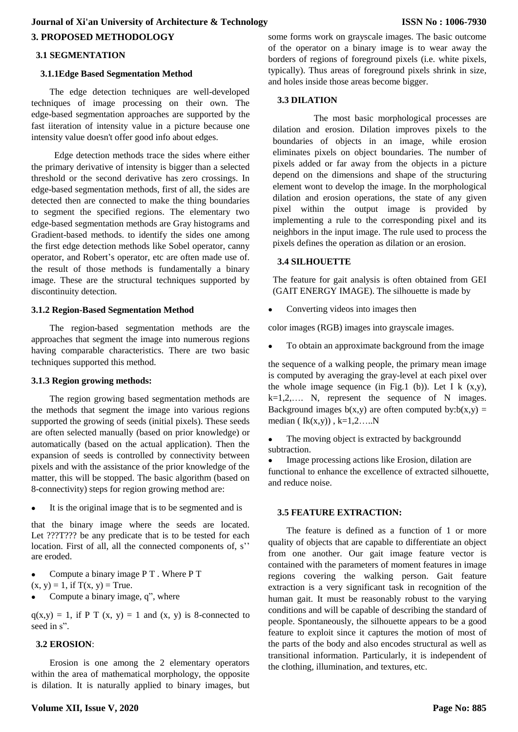## 3. PROPOSED METHODOLOGY

### 3.1 SEGMENTATION

#### 3.1.1Edge Based Segmentation Method

The edge detection techniques are well-developed techniques of image processing on their own. The edge-based segmentation approaches are supported by the fast iiteration of intensity value in a picture because one intensity value doesn't offer good info about edges.

Edge detection methods trace the sides where either the primary derivative of intensity is bigger than a selected threshold or the second derivative has zero crossings. In edge-based segmentation methods, first of all, the sides are detected then are connected to make the thing boundaries to segment the specified regions. The elementary two edge-based segmentation methods are Gray histograms and Gradient-based methods. to identify the sides one among the first edge detection methods like Sobel operator, canny operator, and Robert's operator, etc are often made use of. the result of those methods is fundamentally a binary image. These are the structural techniques supported by discontinuity detection.

#### 3.1.2 Region-Based Segmentation Method

The region-based segmentation methods are the approaches that segment the image into numerous regions having comparable characteristics. There are two basic techniques supported this method.

#### 3.1.3 Region growing methods:

The region growing based segmentation methods are the methods that segment the image into various regions supported the growing of seeds (initial pixels). These seeds are often selected manually (based on prior knowledge) or automatically (based on the actual application). Then the expansion of seeds is controlled by connectivity between pixels and with the assistance of the prior knowledge of the matter, this will be stopped. The basic algorithm (based on 8-connectivity) steps for region growing method are:

- It is the original image that is to be segmented and is

that the binary image where the seeds are located. Let ???T??? be any predicate that is to be tested for each location. First of all, all the connected components of, s'' are eroded.

- Compute a binary image P T . Where P T

(x, y) = 1, if T(x, y) = True.

- Compute a binary image, q", where

q(x,y) = 1, if P T (x, y) = 1 and (x, y) is 8-connected to seed in s".

### 3.2 EROSION:

Erosion is one among the 2 elementary operators within the area of mathematical morphology, the opposite is dilation. It is naturally applied to binary images, but some forms work on grayscale images. The basic outcome of the operator on a binary image is to wear away the borders of regions of foreground pixels (i.e. white pixels, typically). Thus areas of foreground pixels shrink in size, and holes inside those areas become bigger.

### 3.3 DILATION

The most basic morphological processes are dilation and erosion. Dilation improves pixels to the boundaries of objects in an image, while erosion eliminates pixels on object boundaries. The number of pixels added or far away from the objects in a picture depend on the dimensions and shape of the structuring element wont to develop the image. In the morphological dilation and erosion operations, the state of any given pixel within the output image is provided by implementing a rule to the corresponding pixel and its neighbors in the input image. The rule used to process the pixels defines the operation as dilation or an erosion.

### 3.4 SILHOUETTE

The feature for gait analysis is often obtained from GEI (GAIT ENERGY IMAGE). The silhouette is made by

- Converting videos into images then

color images (RGB) images into grayscale images.

- To obtain an approximate background from the image

the sequence of a walking people, the primary mean image is computed by averaging the gray-level at each pixel over the whole image sequence (in Fig.1 (b)). Let I k (x,y), k=1,2,…. N, represent the sequence of N images. Background images b(x,y) are often computed by: $b(x,y) = \text{median}(I_k(x,y))$, k=1,2…..N

- The moving object is extracted by backgroundd subtraction.
- Image processing actions like Erosion, dilation are functional to enhance the excellence of extracted silhouette, and reduce noise.

### 3.5 FEATURE EXTRACTION:

The feature is defined as a function of 1 or more quality of objects that are capable to differentiate an object from one another. Our gait image feature vector is contained with the parameters of moment features in image regions covering the walking person. Gait feature extraction is a very significant task in recognition of the human gait. It must be reasonably robust to the varying conditions and will be capable of describing the standard of people. Spontaneously, the silhouette appears to be a good feature to exploit since it captures the motion of most of the parts of the body and also encodes structural as well as transitional information. Particularly, it is independent of the clothing, illumination, and textures, etc.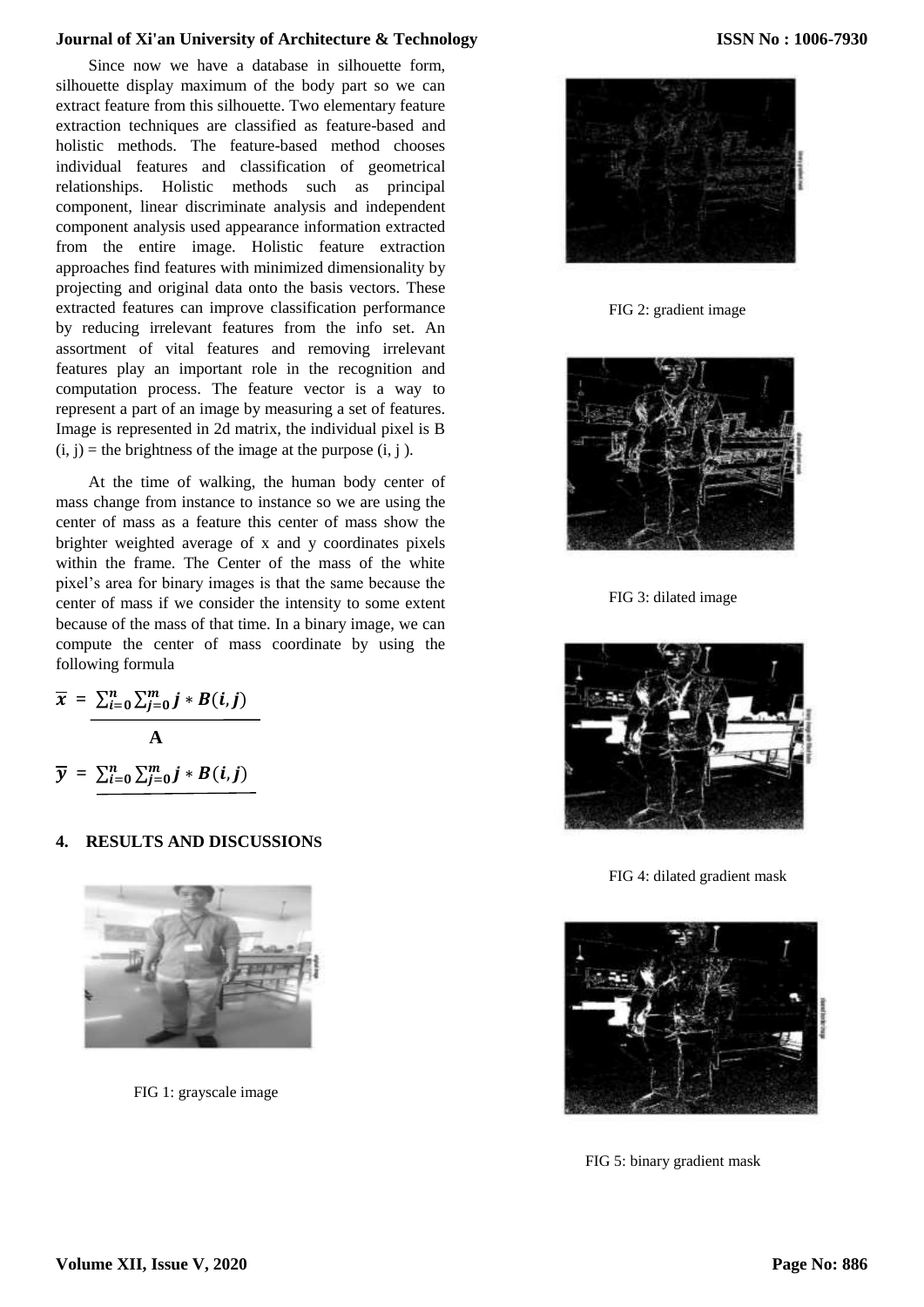Since now we have a database in silhouette form, silhouette display maximum of the body part so we can extract feature from this silhouette. Two elementary feature extraction techniques are classified as feature-based and holistic methods. The feature-based method chooses individual features and classification of geometrical relationships. Holistic methods such as principal component, linear discriminate analysis and independent component analysis used appearance information extracted from the entire image. Holistic feature extraction approaches find features with minimized dimensionality by projecting and original data onto the basis vectors. These extracted features can improve classification performance by reducing irrelevant features from the info set. An assortment of vital features and removing irrelevant features play an important role in the recognition and computation process. The feature vector is a way to represent a part of an image by measuring a set of features. Image is represented in 2d matrix, the individual pixel is B (i, j) = the brightness of the image at the purpose (i, j ).

At the time of walking, the human body center of mass change from instance to instance so we are using the center of mass as a feature this center of mass show the brighter weighted average of x and y coordinates pixels within the frame. The Center of the mass of the white pixel's area for binary images is that the same because the center of mass if we consider the intensity to some extent because of the mass of that time. In a binary image, we can compute the center of mass coordinate by using the following formula

$$\overline{x} = \frac{\sum_{i=0}^{n}\sum_{j=0}^{m} j * B(i,j)}{A}$$

$$\overline{y} = \sum_{i=0}^{n}\sum_{j=0}^{m} j * B(i,j)$$

## 4. RESULTS AND DISCUSSIONS

FIG 1: grayscale image

FIG 2: gradient image

FIG 3: dilated image

FIG 4: dilated gradient mask

FIG 5: binary gradient mask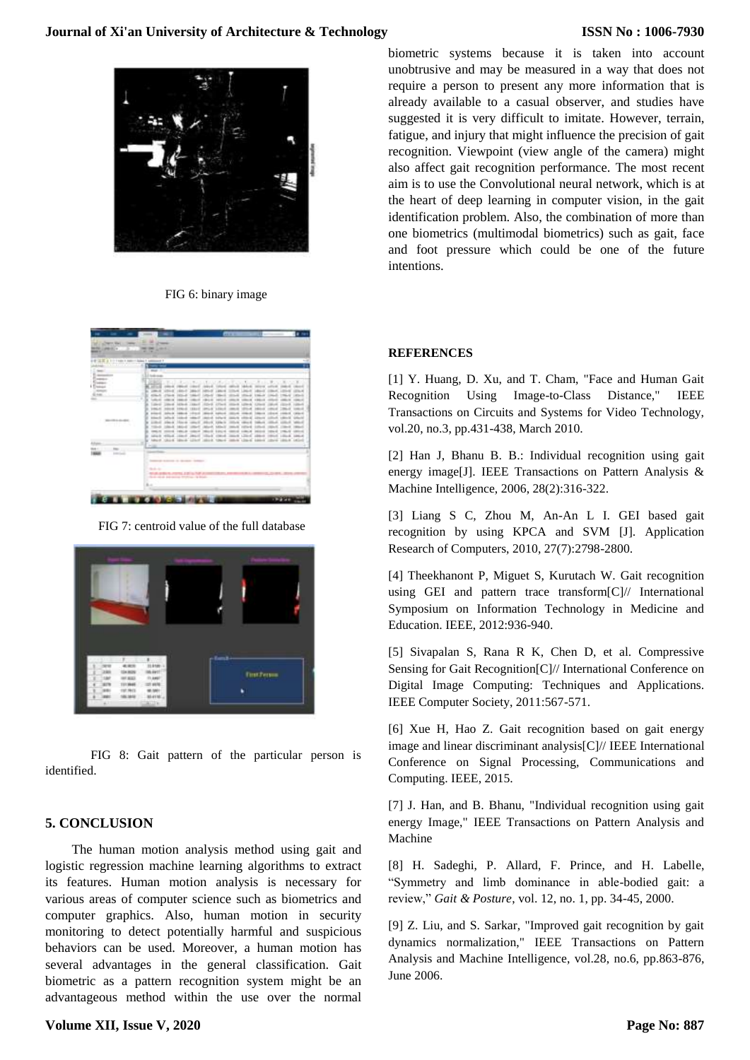FIG 6: binary image

FIG 7: centroid value of the full database

FIG 8: Gait pattern of the particular person is identified.

## 5. CONCLUSION

The human motion analysis method using gait and logistic regression machine learning algorithms to extract its features. Human motion analysis is necessary for various areas of computer science such as biometrics and computer graphics. Also, human motion in security monitoring to detect potentially harmful and suspicious behaviors can be used. Moreover, a human motion has several advantages in the general classification. Gait biometric as a pattern recognition system might be an advantageous method within the use over the normal biometric systems because it is taken into account unobtrusive and may be measured in a way that does not require a person to present any more information that is already available to a casual observer, and studies have suggested it is very difficult to imitate. However, terrain, fatigue, and injury that might influence the precision of gait recognition. Viewpoint (view angle of the camera) might also affect gait recognition performance. The most recent aim is to use the Convolutional neural network, which is at the heart of deep learning in computer vision, in the gait identification problem. Also, the combination of more than one biometrics (multimodal biometrics) such as gait, face and foot pressure which could be one of the future intentions.

## REFERENCES

[1] Y. Huang, D. Xu, and T. Cham, "Face and Human Gait Recognition Using Image-to-Class Distance," IEEE Transactions on Circuits and Systems for Video Technology, vol.20, no.3, pp.431-438, March 2010.

[2] Han J, Bhanu B. B.: Individual recognition using gait energy image[J]. IEEE Transactions on Pattern Analysis & Machine Intelligence, 2006, 28(2):316-322.

[3] Liang S C, Zhou M, An-An L I. GEI based gait recognition by using KPCA and SVM [J]. Application Research of Computers, 2010, 27(7):2798-2800.

[4] Theekhanont P, Miguet S, Kurutach W. Gait recognition using GEI and pattern trace transform[C]// International Symposium on Information Technology in Medicine and Education. IEEE, 2012:936-940.

[5] Sivapalan S, Rana R K, Chen D, et al. Compressive Sensing for Gait Recognition[C]// International Conference on Digital Image Computing: Techniques and Applications. IEEE Computer Society, 2011:567-571.

[6] Xue H, Hao Z. Gait recognition based on gait energy image and linear discriminant analysis[C]// IEEE International Conference on Signal Processing, Communications and Computing. IEEE, 2015.

[7] J. Han, and B. Bhanu, "Individual recognition using gait energy Image," IEEE Transactions on Pattern Analysis and Machine

[8] H. Sadeghi, P. Allard, F. Prince, and H. Labelle, "Symmetry and limb dominance in able-bodied gait: a review," *Gait & Posture*, vol. 12, no. 1, pp. 34-45, 2000.

[9] Z. Liu, and S. Sarkar, "Improved gait recognition by gait dynamics normalization," IEEE Transactions on Pattern Analysis and Machine Intelligence, vol.28, no.6, pp.863-876, June 2006.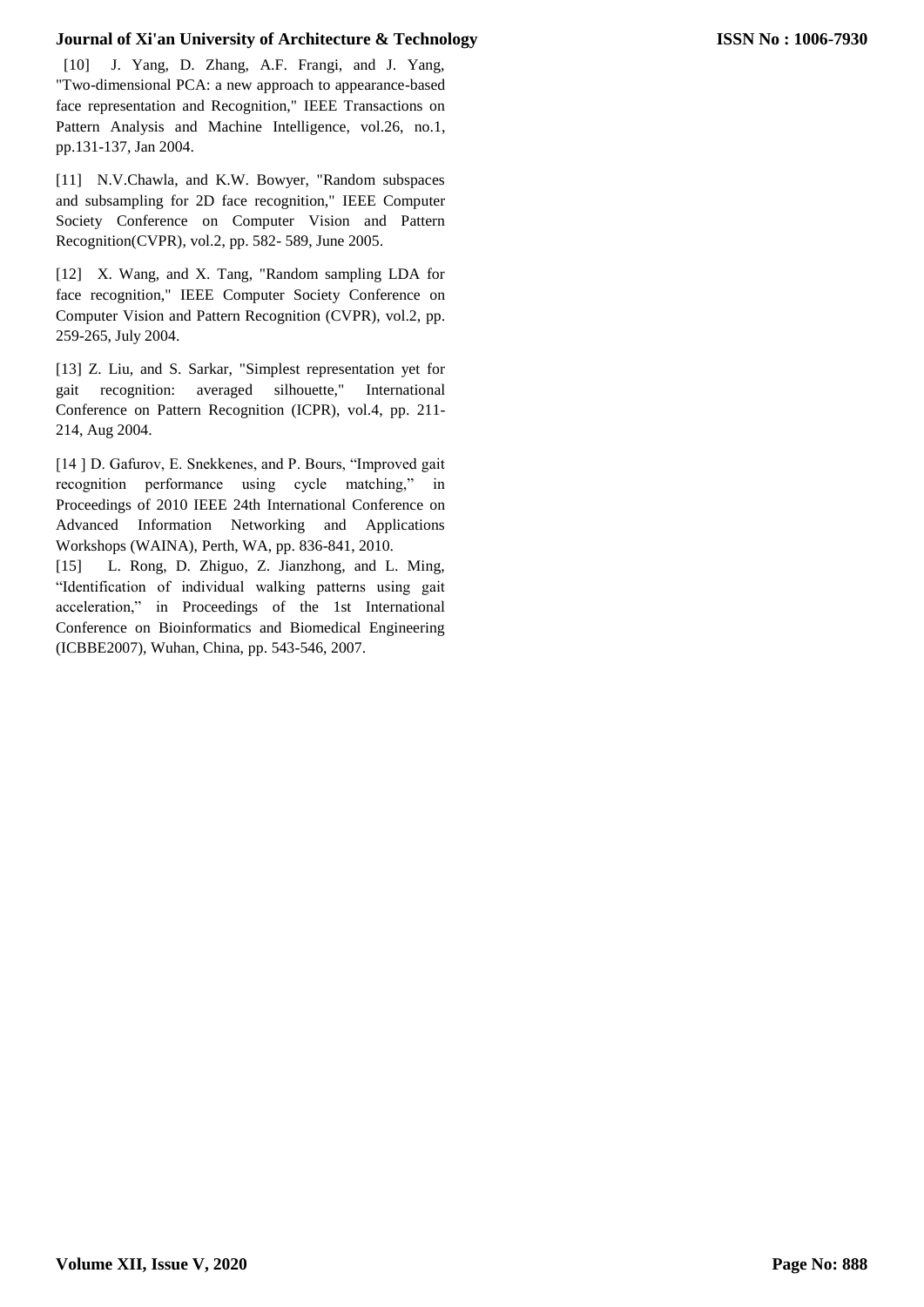[10] J. Yang, D. Zhang, A.F. Frangi, and J. Yang, "Two-dimensional PCA: a new approach to appearance-based face representation and Recognition," IEEE Transactions on Pattern Analysis and Machine Intelligence, vol.26, no.1, pp.131-137, Jan 2004.

[11] N.V.Chawla, and K.W. Bowyer, "Random subspaces and subsampling for 2D face recognition," IEEE Computer Society Conference on Computer Vision and Pattern Recognition(CVPR), vol.2, pp. 582- 589, June 2005.

[12] X. Wang, and X. Tang, "Random sampling LDA for face recognition," IEEE Computer Society Conference on Computer Vision and Pattern Recognition (CVPR), vol.2, pp. 259-265, July 2004.

[13] Z. Liu, and S. Sarkar, "Simplest representation yet for gait recognition: averaged silhouette," International Conference on Pattern Recognition (ICPR), vol.4, pp. 211-214, Aug 2004.

[14 ] D. Gafurov, E. Snekkenes, and P. Bours, "Improved gait recognition performance using cycle matching," in Proceedings of 2010 IEEE 24th International Conference on Advanced Information Networking and Applications Workshops (WAINA), Perth, WA, pp. 836-841, 2010.

[15] L. Rong, D. Zhiguo, Z. Jianzhong, and L. Ming, "Identification of individual walking patterns using gait acceleration," in Proceedings of the 1st International Conference on Bioinformatics and Biomedical Engineering (ICBBE2007), Wuhan, China, pp. 543-546, 2007.